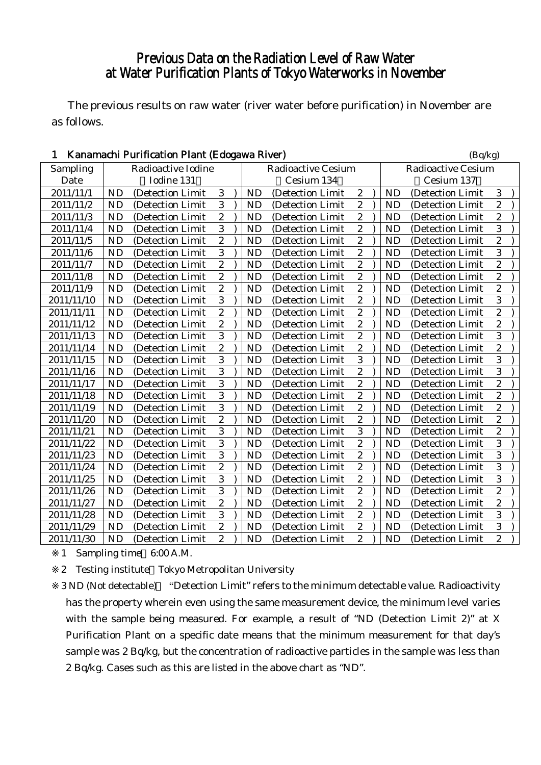# Previous Data on the Radiation Level of Raw Water at Water Purification Plants of Tokyo Waterworks in November

The previous results on raw water (river water before purification) in November are as follows.

## 1 Kanamachi Purification Plant (Edogawa River)

(Bq/kg)

| Sampling Date | Radioactive Iodine (Iodine 131) | Radioactive Cesium (Cesium 134) | Radioactive Cesium (Cesium 137) |
|---|---|---|---|
| 2011/11/1 | ND (Detection Limit 3 ) | ND (Detection Limit 2 ) | ND (Detection Limit 3 ) |
| 2011/11/2 | ND (Detection Limit 3 ) | ND (Detection Limit 2 ) | ND (Detection Limit 2 ) |
| 2011/11/3 | ND (Detection Limit 2 ) | ND (Detection Limit 2 ) | ND (Detection Limit 2 ) |
| 2011/11/4 | ND (Detection Limit 3 ) | ND (Detection Limit 2 ) | ND (Detection Limit 3 ) |
| 2011/11/5 | ND (Detection Limit 2 ) | ND (Detection Limit 2 ) | ND (Detection Limit 2 ) |
| 2011/11/6 | ND (Detection Limit 3 ) | ND (Detection Limit 2 ) | ND (Detection Limit 3 ) |
| 2011/11/7 | ND (Detection Limit 2 ) | ND (Detection Limit 2 ) | ND (Detection Limit 2 ) |
| 2011/11/8 | ND (Detection Limit 2 ) | ND (Detection Limit 2 ) | ND (Detection Limit 2 ) |
| 2011/11/9 | ND (Detection Limit 2 ) | ND (Detection Limit 2 ) | ND (Detection Limit 2 ) |
| 2011/11/10 | ND (Detection Limit 3 ) | ND (Detection Limit 2 ) | ND (Detection Limit 3 ) |
| 2011/11/11 | ND (Detection Limit 2 ) | ND (Detection Limit 2 ) | ND (Detection Limit 2 ) |
| 2011/11/12 | ND (Detection Limit 2 ) | ND (Detection Limit 2 ) | ND (Detection Limit 2 ) |
| 2011/11/13 | ND (Detection Limit 3 ) | ND (Detection Limit 2 ) | ND (Detection Limit 3 ) |
| 2011/11/14 | ND (Detection Limit 2 ) | ND (Detection Limit 2 ) | ND (Detection Limit 2 ) |
| 2011/11/15 | ND (Detection Limit 3 ) | ND (Detection Limit 3 ) | ND (Detection Limit 3 ) |
| 2011/11/16 | ND (Detection Limit 3 ) | ND (Detection Limit 2 ) | ND (Detection Limit 3 ) |
| 2011/11/17 | ND (Detection Limit 3 ) | ND (Detection Limit 2 ) | ND (Detection Limit 2 ) |
| 2011/11/18 | ND (Detection Limit 3 ) | ND (Detection Limit 2 ) | ND (Detection Limit 2 ) |
| 2011/11/19 | ND (Detection Limit 3 ) | ND (Detection Limit 2 ) | ND (Detection Limit 2 ) |
| 2011/11/20 | ND (Detection Limit 2 ) | ND (Detection Limit 2 ) | ND (Detection Limit 2 ) |
| 2011/11/21 | ND (Detection Limit 3 ) | ND (Detection Limit 3 ) | ND (Detection Limit 2 ) |
| 2011/11/22 | ND (Detection Limit 3 ) | ND (Detection Limit 2 ) | ND (Detection Limit 3 ) |
| 2011/11/23 | ND (Detection Limit 3 ) | ND (Detection Limit 2 ) | ND (Detection Limit 3 ) |
| 2011/11/24 | ND (Detection Limit 2 ) | ND (Detection Limit 2 ) | ND (Detection Limit 3 ) |
| 2011/11/25 | ND (Detection Limit 3 ) | ND (Detection Limit 2 ) | ND (Detection Limit 3 ) |
| 2011/11/26 | ND (Detection Limit 3 ) | ND (Detection Limit 2 ) | ND (Detection Limit 2 ) |
| 2011/11/27 | ND (Detection Limit 2 ) | ND (Detection Limit 2 ) | ND (Detection Limit 2 ) |
| 2011/11/28 | ND (Detection Limit 3 ) | ND (Detection Limit 2 ) | ND (Detection Limit 3 ) |
| 2011/11/29 | ND (Detection Limit 2 ) | ND (Detection Limit 2 ) | ND (Detection Limit 3 ) |
| 2011/11/30 | ND (Detection Limit 2 ) | ND (Detection Limit 2 ) | ND (Detection Limit 2 ) |

※1 Sampling time：6:00 A.M.

※2 Testing institute：Tokyo Metropolitan University

※3 ND (Not detectable)： "Detection Limit" refers to the minimum detectable value. Radioactivity has the property wherein even using the same measurement device, the minimum level varies with the sample being measured. For example, a result of "ND (Detection Limit 2)" at X Purification Plant on a specific date means that the minimum measurement for that day's sample was 2 Bq/kg, but the concentration of radioactive particles in the sample was less than 2 Bq/kg. Cases such as this are listed in the above chart as "ND".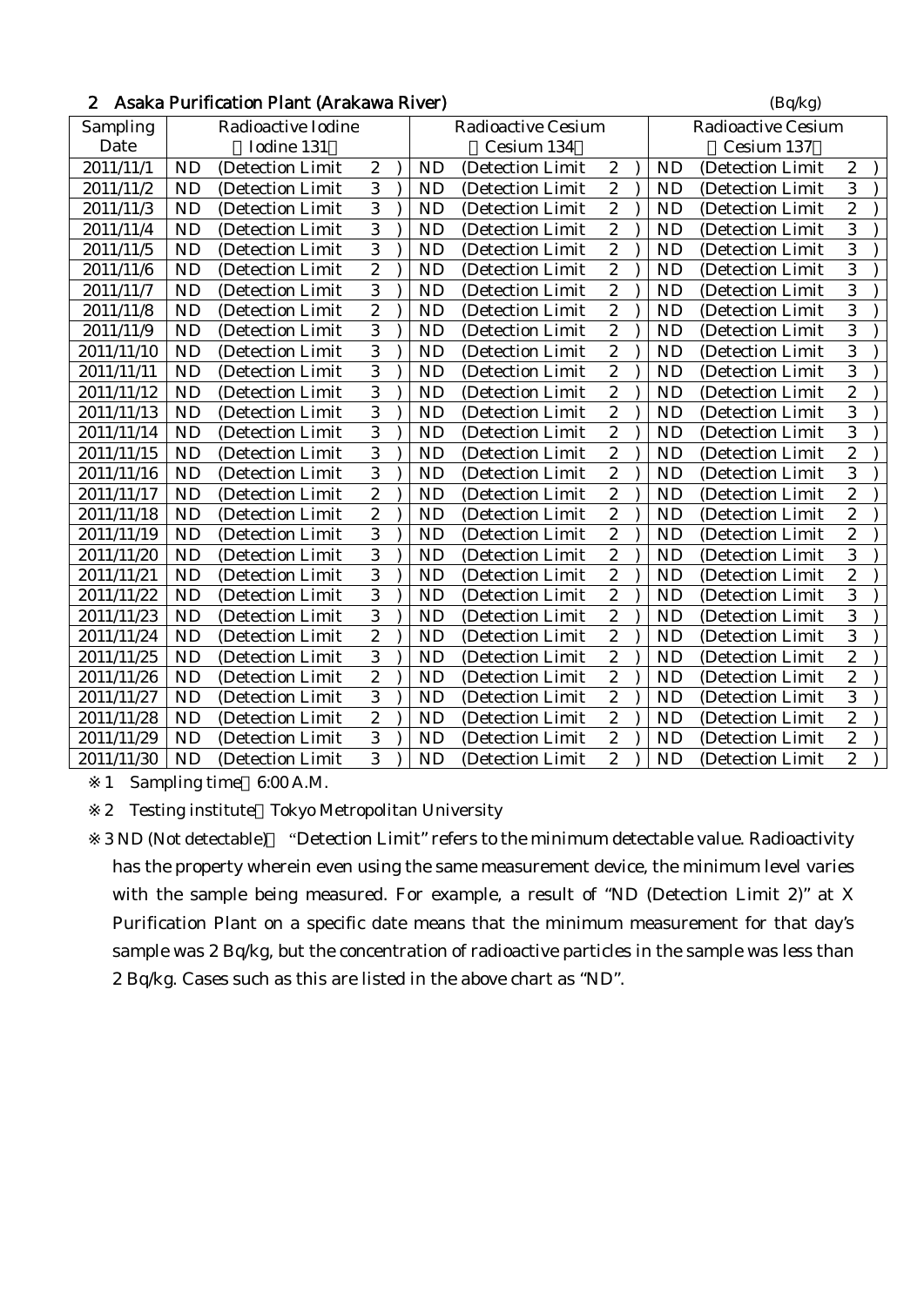## 2 Asaka Purification Plant (Arakawa River)

(Bq/kg)

| Sampling Date | Radioactive Iodine (Iodine 131) | Radioactive Cesium (Cesium 134) | Radioactive Cesium (Cesium 137) |
|---|---|---|---|
| 2011/11/1 | ND (Detection Limit 2) | ND (Detection Limit 2) | ND (Detection Limit 2) |
| 2011/11/2 | ND (Detection Limit 3) | ND (Detection Limit 2) | ND (Detection Limit 3) |
| 2011/11/3 | ND (Detection Limit 3) | ND (Detection Limit 2) | ND (Detection Limit 2) |
| 2011/11/4 | ND (Detection Limit 3) | ND (Detection Limit 2) | ND (Detection Limit 3) |
| 2011/11/5 | ND (Detection Limit 3) | ND (Detection Limit 2) | ND (Detection Limit 3) |
| 2011/11/6 | ND (Detection Limit 2) | ND (Detection Limit 2) | ND (Detection Limit 3) |
| 2011/11/7 | ND (Detection Limit 3) | ND (Detection Limit 2) | ND (Detection Limit 3) |
| 2011/11/8 | ND (Detection Limit 2) | ND (Detection Limit 2) | ND (Detection Limit 3) |
| 2011/11/9 | ND (Detection Limit 3) | ND (Detection Limit 2) | ND (Detection Limit 3) |
| 2011/11/10 | ND (Detection Limit 3) | ND (Detection Limit 2) | ND (Detection Limit 3) |
| 2011/11/11 | ND (Detection Limit 3) | ND (Detection Limit 2) | ND (Detection Limit 3) |
| 2011/11/12 | ND (Detection Limit 3) | ND (Detection Limit 2) | ND (Detection Limit 2) |
| 2011/11/13 | ND (Detection Limit 3) | ND (Detection Limit 2) | ND (Detection Limit 3) |
| 2011/11/14 | ND (Detection Limit 3) | ND (Detection Limit 2) | ND (Detection Limit 3) |
| 2011/11/15 | ND (Detection Limit 3) | ND (Detection Limit 2) | ND (Detection Limit 2) |
| 2011/11/16 | ND (Detection Limit 3) | ND (Detection Limit 2) | ND (Detection Limit 3) |
| 2011/11/17 | ND (Detection Limit 2) | ND (Detection Limit 2) | ND (Detection Limit 2) |
| 2011/11/18 | ND (Detection Limit 2) | ND (Detection Limit 2) | ND (Detection Limit 2) |
| 2011/11/19 | ND (Detection Limit 3) | ND (Detection Limit 2) | ND (Detection Limit 2) |
| 2011/11/20 | ND (Detection Limit 3) | ND (Detection Limit 2) | ND (Detection Limit 3) |
| 2011/11/21 | ND (Detection Limit 3) | ND (Detection Limit 2) | ND (Detection Limit 2) |
| 2011/11/22 | ND (Detection Limit 3) | ND (Detection Limit 2) | ND (Detection Limit 3) |
| 2011/11/23 | ND (Detection Limit 3) | ND (Detection Limit 2) | ND (Detection Limit 3) |
| 2011/11/24 | ND (Detection Limit 2) | ND (Detection Limit 2) | ND (Detection Limit 3) |
| 2011/11/25 | ND (Detection Limit 3) | ND (Detection Limit 2) | ND (Detection Limit 2) |
| 2011/11/26 | ND (Detection Limit 2) | ND (Detection Limit 2) | ND (Detection Limit 2) |
| 2011/11/27 | ND (Detection Limit 3) | ND (Detection Limit 2) | ND (Detection Limit 3) |
| 2011/11/28 | ND (Detection Limit 2) | ND (Detection Limit 2) | ND (Detection Limit 2) |
| 2011/11/29 | ND (Detection Limit 3) | ND (Detection Limit 2) | ND (Detection Limit 2) |
| 2011/11/30 | ND (Detection Limit 3) | ND (Detection Limit 2) | ND (Detection Limit 2) |

※1 Sampling time 6:00 A.M.

※2 Testing institute Tokyo Metropolitan University

※3 ND (Not detectable) "Detection Limit" refers to the minimum detectable value. Radioactivity has the property wherein even using the same measurement device, the minimum level varies with the sample being measured. For example, a result of "ND (Detection Limit 2)" at X Purification Plant on a specific date means that the minimum measurement for that day's sample was 2 Bq/kg, but the concentration of radioactive particles in the sample was less than 2 Bq/kg. Cases such as this are listed in the above chart as "ND".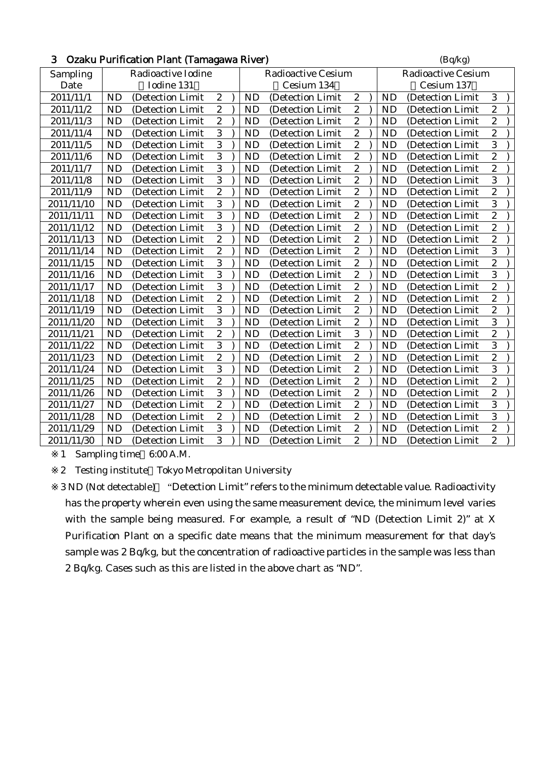## 3 Ozaku Purification Plant (Tamagawa River)

(Bq/kg)

| Sampling Date | Radioactive Iodine (Iodine 131) | Radioactive Cesium (Cesium 134) | Radioactive Cesium (Cesium 137) |
|---|---|---|---|
| 2011/11/1 | ND (Detection Limit 2) | ND (Detection Limit 2) | ND (Detection Limit 3) |
| 2011/11/2 | ND (Detection Limit 2) | ND (Detection Limit 2) | ND (Detection Limit 2) |
| 2011/11/3 | ND (Detection Limit 2) | ND (Detection Limit 2) | ND (Detection Limit 2) |
| 2011/11/4 | ND (Detection Limit 3) | ND (Detection Limit 2) | ND (Detection Limit 2) |
| 2011/11/5 | ND (Detection Limit 3) | ND (Detection Limit 2) | ND (Detection Limit 3) |
| 2011/11/6 | ND (Detection Limit 3) | ND (Detection Limit 2) | ND (Detection Limit 2) |
| 2011/11/7 | ND (Detection Limit 3) | ND (Detection Limit 2) | ND (Detection Limit 2) |
| 2011/11/8 | ND (Detection Limit 3) | ND (Detection Limit 2) | ND (Detection Limit 3) |
| 2011/11/9 | ND (Detection Limit 2) | ND (Detection Limit 2) | ND (Detection Limit 2) |
| 2011/11/10 | ND (Detection Limit 3) | ND (Detection Limit 2) | ND (Detection Limit 3) |
| 2011/11/11 | ND (Detection Limit 3) | ND (Detection Limit 2) | ND (Detection Limit 2) |
| 2011/11/12 | ND (Detection Limit 3) | ND (Detection Limit 2) | ND (Detection Limit 2) |
| 2011/11/13 | ND (Detection Limit 2) | ND (Detection Limit 2) | ND (Detection Limit 2) |
| 2011/11/14 | ND (Detection Limit 2) | ND (Detection Limit 2) | ND (Detection Limit 3) |
| 2011/11/15 | ND (Detection Limit 3) | ND (Detection Limit 2) | ND (Detection Limit 2) |
| 2011/11/16 | ND (Detection Limit 3) | ND (Detection Limit 2) | ND (Detection Limit 3) |
| 2011/11/17 | ND (Detection Limit 3) | ND (Detection Limit 2) | ND (Detection Limit 2) |
| 2011/11/18 | ND (Detection Limit 2) | ND (Detection Limit 2) | ND (Detection Limit 2) |
| 2011/11/19 | ND (Detection Limit 3) | ND (Detection Limit 2) | ND (Detection Limit 2) |
| 2011/11/20 | ND (Detection Limit 3) | ND (Detection Limit 2) | ND (Detection Limit 3) |
| 2011/11/21 | ND (Detection Limit 2) | ND (Detection Limit 3) | ND (Detection Limit 2) |
| 2011/11/22 | ND (Detection Limit 3) | ND (Detection Limit 2) | ND (Detection Limit 3) |
| 2011/11/23 | ND (Detection Limit 2) | ND (Detection Limit 2) | ND (Detection Limit 2) |
| 2011/11/24 | ND (Detection Limit 3) | ND (Detection Limit 2) | ND (Detection Limit 3) |
| 2011/11/25 | ND (Detection Limit 2) | ND (Detection Limit 2) | ND (Detection Limit 2) |
| 2011/11/26 | ND (Detection Limit 3) | ND (Detection Limit 2) | ND (Detection Limit 2) |
| 2011/11/27 | ND (Detection Limit 2) | ND (Detection Limit 2) | ND (Detection Limit 3) |
| 2011/11/28 | ND (Detection Limit 2) | ND (Detection Limit 2) | ND (Detection Limit 3) |
| 2011/11/29 | ND (Detection Limit 3) | ND (Detection Limit 2) | ND (Detection Limit 2) |
| 2011/11/30 | ND (Detection Limit 3) | ND (Detection Limit 2) | ND (Detection Limit 2) |

※1 Sampling time 6:00 A.M.

※2 Testing institute Tokyo Metropolitan University

※3 ND (Not detectable) "Detection Limit" refers to the minimum detectable value. Radioactivity has the property wherein even using the same measurement device, the minimum level varies with the sample being measured. For example, a result of "ND (Detection Limit 2)" at X Purification Plant on a specific date means that the minimum measurement for that day's sample was 2 Bq/kg, but the concentration of radioactive particles in the sample was less than 2 Bq/kg. Cases such as this are listed in the above chart as "ND".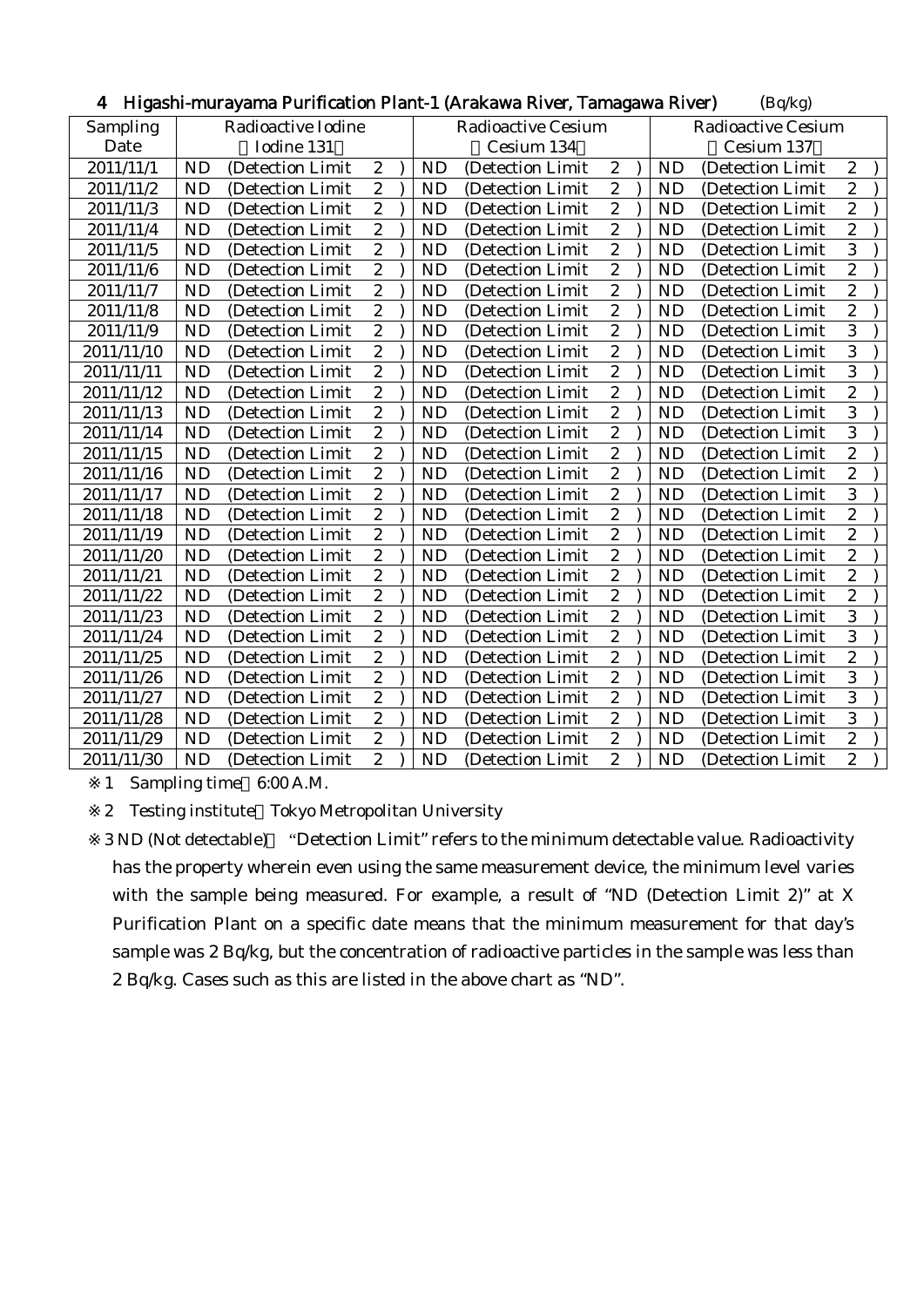## 4 Higashi-murayama Purification Plant-1 (Arakawa River, Tamagawa River) (Bq/kg)

| Sampling Date | Radioactive Iodine (Iodine 131) | Radioactive Cesium (Cesium 134) | Radioactive Cesium (Cesium 137) |
|---|---|---|---|
| 2011/11/1 | ND (Detection Limit 2) | ND (Detection Limit 2) | ND (Detection Limit 2) |
| 2011/11/2 | ND (Detection Limit 2) | ND (Detection Limit 2) | ND (Detection Limit 2) |
| 2011/11/3 | ND (Detection Limit 2) | ND (Detection Limit 2) | ND (Detection Limit 2) |
| 2011/11/4 | ND (Detection Limit 2) | ND (Detection Limit 2) | ND (Detection Limit 2) |
| 2011/11/5 | ND (Detection Limit 2) | ND (Detection Limit 2) | ND (Detection Limit 3) |
| 2011/11/6 | ND (Detection Limit 2) | ND (Detection Limit 2) | ND (Detection Limit 2) |
| 2011/11/7 | ND (Detection Limit 2) | ND (Detection Limit 2) | ND (Detection Limit 2) |
| 2011/11/8 | ND (Detection Limit 2) | ND (Detection Limit 2) | ND (Detection Limit 2) |
| 2011/11/9 | ND (Detection Limit 2) | ND (Detection Limit 2) | ND (Detection Limit 3) |
| 2011/11/10 | ND (Detection Limit 2) | ND (Detection Limit 2) | ND (Detection Limit 3) |
| 2011/11/11 | ND (Detection Limit 2) | ND (Detection Limit 2) | ND (Detection Limit 3) |
| 2011/11/12 | ND (Detection Limit 2) | ND (Detection Limit 2) | ND (Detection Limit 2) |
| 2011/11/13 | ND (Detection Limit 2) | ND (Detection Limit 2) | ND (Detection Limit 3) |
| 2011/11/14 | ND (Detection Limit 2) | ND (Detection Limit 2) | ND (Detection Limit 3) |
| 2011/11/15 | ND (Detection Limit 2) | ND (Detection Limit 2) | ND (Detection Limit 2) |
| 2011/11/16 | ND (Detection Limit 2) | ND (Detection Limit 2) | ND (Detection Limit 2) |
| 2011/11/17 | ND (Detection Limit 2) | ND (Detection Limit 2) | ND (Detection Limit 3) |
| 2011/11/18 | ND (Detection Limit 2) | ND (Detection Limit 2) | ND (Detection Limit 2) |
| 2011/11/19 | ND (Detection Limit 2) | ND (Detection Limit 2) | ND (Detection Limit 2) |
| 2011/11/20 | ND (Detection Limit 2) | ND (Detection Limit 2) | ND (Detection Limit 2) |
| 2011/11/21 | ND (Detection Limit 2) | ND (Detection Limit 2) | ND (Detection Limit 2) |
| 2011/11/22 | ND (Detection Limit 2) | ND (Detection Limit 2) | ND (Detection Limit 2) |
| 2011/11/23 | ND (Detection Limit 2) | ND (Detection Limit 2) | ND (Detection Limit 3) |
| 2011/11/24 | ND (Detection Limit 2) | ND (Detection Limit 2) | ND (Detection Limit 3) |
| 2011/11/25 | ND (Detection Limit 2) | ND (Detection Limit 2) | ND (Detection Limit 2) |
| 2011/11/26 | ND (Detection Limit 2) | ND (Detection Limit 2) | ND (Detection Limit 3) |
| 2011/11/27 | ND (Detection Limit 2) | ND (Detection Limit 2) | ND (Detection Limit 3) |
| 2011/11/28 | ND (Detection Limit 2) | ND (Detection Limit 2) | ND (Detection Limit 3) |
| 2011/11/29 | ND (Detection Limit 2) | ND (Detection Limit 2) | ND (Detection Limit 2) |
| 2011/11/30 | ND (Detection Limit 2) | ND (Detection Limit 2) | ND (Detection Limit 2) |

※1 Sampling time 6:00 A.M.

※2 Testing institute Tokyo Metropolitan University

※3 ND (Not detectable) "Detection Limit" refers to the minimum detectable value. Radioactivity has the property wherein even using the same measurement device, the minimum level varies with the sample being measured. For example, a result of "ND (Detection Limit 2)" at X Purification Plant on a specific date means that the minimum measurement for that day's sample was 2 Bq/kg, but the concentration of radioactive particles in the sample was less than 2 Bq/kg. Cases such as this are listed in the above chart as "ND".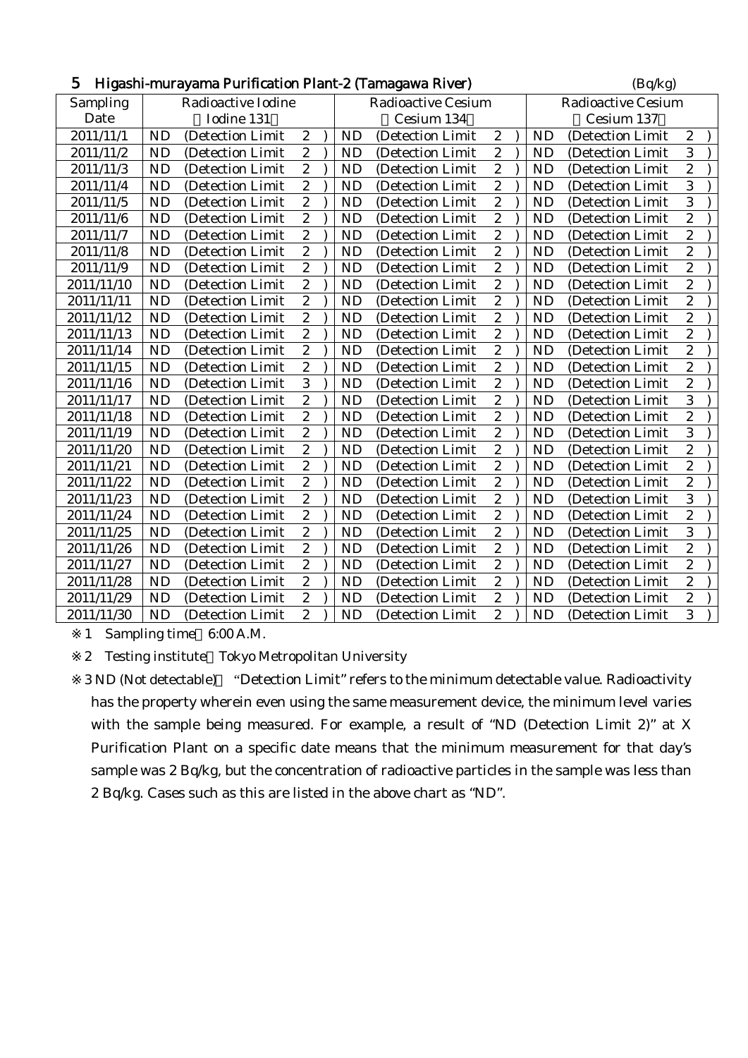## 5 Higashi-murayama Purification Plant-2 (Tamagawa River)

(Bq/kg)

| Sampling Date | Radioactive Iodine (Iodine 131) | Radioactive Cesium (Cesium 134) | Radioactive Cesium (Cesium 137) |
|---|---|---|---|
| 2011/11/1 | ND (Detection Limit 2) | ND (Detection Limit 2) | ND (Detection Limit 2) |
| 2011/11/2 | ND (Detection Limit 2) | ND (Detection Limit 2) | ND (Detection Limit 3) |
| 2011/11/3 | ND (Detection Limit 2) | ND (Detection Limit 2) | ND (Detection Limit 2) |
| 2011/11/4 | ND (Detection Limit 2) | ND (Detection Limit 2) | ND (Detection Limit 3) |
| 2011/11/5 | ND (Detection Limit 2) | ND (Detection Limit 2) | ND (Detection Limit 3) |
| 2011/11/6 | ND (Detection Limit 2) | ND (Detection Limit 2) | ND (Detection Limit 2) |
| 2011/11/7 | ND (Detection Limit 2) | ND (Detection Limit 2) | ND (Detection Limit 2) |
| 2011/11/8 | ND (Detection Limit 2) | ND (Detection Limit 2) | ND (Detection Limit 2) |
| 2011/11/9 | ND (Detection Limit 2) | ND (Detection Limit 2) | ND (Detection Limit 2) |
| 2011/11/10 | ND (Detection Limit 2) | ND (Detection Limit 2) | ND (Detection Limit 2) |
| 2011/11/11 | ND (Detection Limit 2) | ND (Detection Limit 2) | ND (Detection Limit 2) |
| 2011/11/12 | ND (Detection Limit 2) | ND (Detection Limit 2) | ND (Detection Limit 2) |
| 2011/11/13 | ND (Detection Limit 2) | ND (Detection Limit 2) | ND (Detection Limit 2) |
| 2011/11/14 | ND (Detection Limit 2) | ND (Detection Limit 2) | ND (Detection Limit 2) |
| 2011/11/15 | ND (Detection Limit 2) | ND (Detection Limit 2) | ND (Detection Limit 2) |
| 2011/11/16 | ND (Detection Limit 3) | ND (Detection Limit 2) | ND (Detection Limit 2) |
| 2011/11/17 | ND (Detection Limit 2) | ND (Detection Limit 2) | ND (Detection Limit 3) |
| 2011/11/18 | ND (Detection Limit 2) | ND (Detection Limit 2) | ND (Detection Limit 2) |
| 2011/11/19 | ND (Detection Limit 2) | ND (Detection Limit 2) | ND (Detection Limit 3) |
| 2011/11/20 | ND (Detection Limit 2) | ND (Detection Limit 2) | ND (Detection Limit 2) |
| 2011/11/21 | ND (Detection Limit 2) | ND (Detection Limit 2) | ND (Detection Limit 2) |
| 2011/11/22 | ND (Detection Limit 2) | ND (Detection Limit 2) | ND (Detection Limit 2) |
| 2011/11/23 | ND (Detection Limit 2) | ND (Detection Limit 2) | ND (Detection Limit 3) |
| 2011/11/24 | ND (Detection Limit 2) | ND (Detection Limit 2) | ND (Detection Limit 2) |
| 2011/11/25 | ND (Detection Limit 2) | ND (Detection Limit 2) | ND (Detection Limit 3) |
| 2011/11/26 | ND (Detection Limit 2) | ND (Detection Limit 2) | ND (Detection Limit 2) |
| 2011/11/27 | ND (Detection Limit 2) | ND (Detection Limit 2) | ND (Detection Limit 2) |
| 2011/11/28 | ND (Detection Limit 2) | ND (Detection Limit 2) | ND (Detection Limit 2) |
| 2011/11/29 | ND (Detection Limit 2) | ND (Detection Limit 2) | ND (Detection Limit 2) |
| 2011/11/30 | ND (Detection Limit 2) | ND (Detection Limit 2) | ND (Detection Limit 3) |

※1 Sampling time 6:00 A.M.

※2 Testing institute Tokyo Metropolitan University

※3 ND (Not detectable) "Detection Limit" refers to the minimum detectable value. Radioactivity has the property wherein even using the same measurement device, the minimum level varies with the sample being measured. For example, a result of "ND (Detection Limit 2)" at X Purification Plant on a specific date means that the minimum measurement for that day's sample was 2 Bq/kg, but the concentration of radioactive particles in the sample was less than 2 Bq/kg. Cases such as this are listed in the above chart as "ND".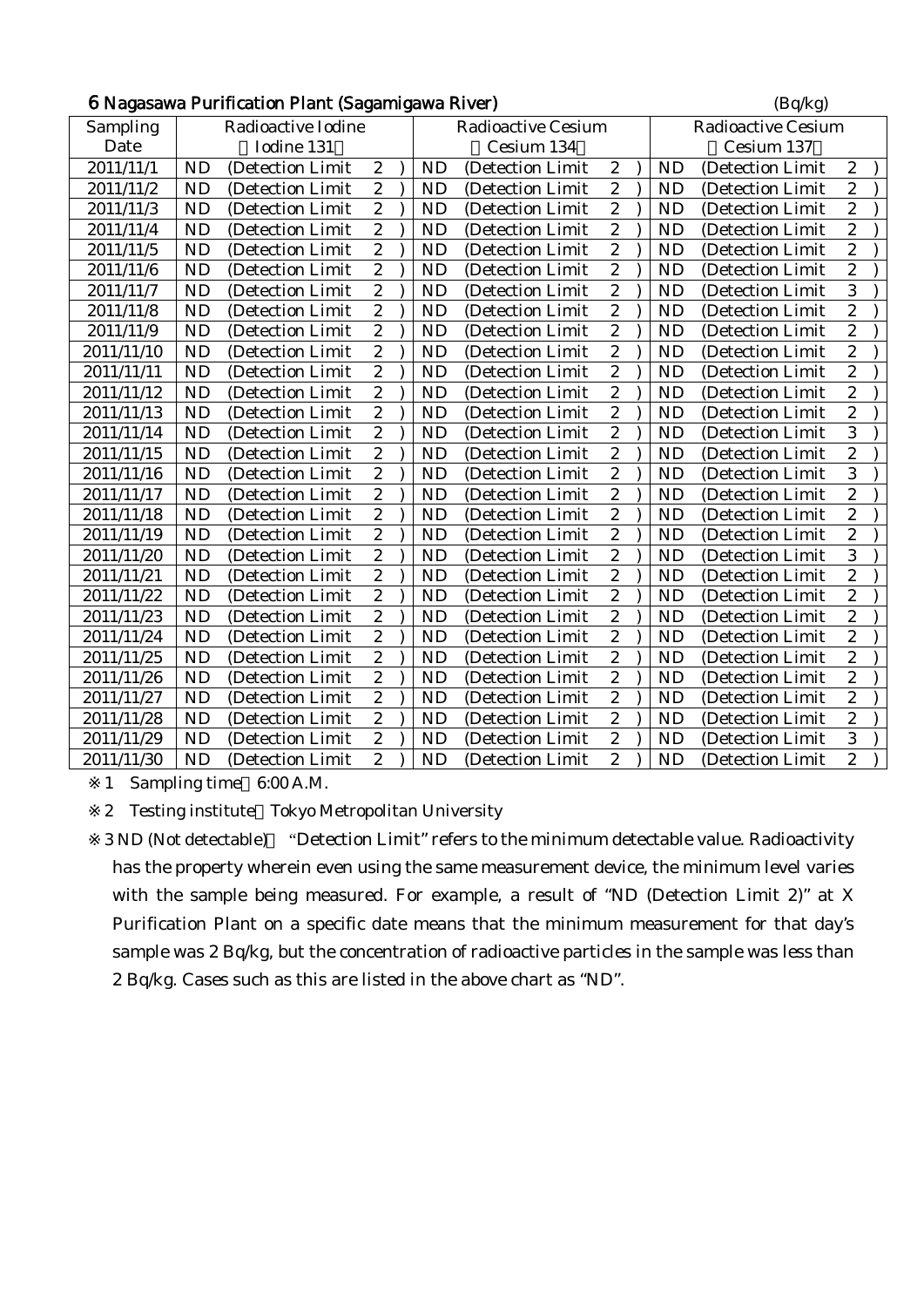## 6 Nagasawa Purification Plant (Sagamigawa River)

(Bq/kg)

| Sampling Date | Radioactive Iodine (Iodine 131) | Radioactive Cesium (Cesium 134) | Radioactive Cesium (Cesium 137) |
|---|---|---|---|
| 2011/11/1 | ND (Detection Limit 2 ) | ND (Detection Limit 2 ) | ND (Detection Limit 2 ) |
| 2011/11/2 | ND (Detection Limit 2 ) | ND (Detection Limit 2 ) | ND (Detection Limit 2 ) |
| 2011/11/3 | ND (Detection Limit 2 ) | ND (Detection Limit 2 ) | ND (Detection Limit 2 ) |
| 2011/11/4 | ND (Detection Limit 2 ) | ND (Detection Limit 2 ) | ND (Detection Limit 2 ) |
| 2011/11/5 | ND (Detection Limit 2 ) | ND (Detection Limit 2 ) | ND (Detection Limit 2 ) |
| 2011/11/6 | ND (Detection Limit 2 ) | ND (Detection Limit 2 ) | ND (Detection Limit 2 ) |
| 2011/11/7 | ND (Detection Limit 2 ) | ND (Detection Limit 2 ) | ND (Detection Limit 3 ) |
| 2011/11/8 | ND (Detection Limit 2 ) | ND (Detection Limit 2 ) | ND (Detection Limit 2 ) |
| 2011/11/9 | ND (Detection Limit 2 ) | ND (Detection Limit 2 ) | ND (Detection Limit 2 ) |
| 2011/11/10 | ND (Detection Limit 2 ) | ND (Detection Limit 2 ) | ND (Detection Limit 2 ) |
| 2011/11/11 | ND (Detection Limit 2 ) | ND (Detection Limit 2 ) | ND (Detection Limit 2 ) |
| 2011/11/12 | ND (Detection Limit 2 ) | ND (Detection Limit 2 ) | ND (Detection Limit 2 ) |
| 2011/11/13 | ND (Detection Limit 2 ) | ND (Detection Limit 2 ) | ND (Detection Limit 2 ) |
| 2011/11/14 | ND (Detection Limit 2 ) | ND (Detection Limit 2 ) | ND (Detection Limit 3 ) |
| 2011/11/15 | ND (Detection Limit 2 ) | ND (Detection Limit 2 ) | ND (Detection Limit 2 ) |
| 2011/11/16 | ND (Detection Limit 2 ) | ND (Detection Limit 2 ) | ND (Detection Limit 3 ) |
| 2011/11/17 | ND (Detection Limit 2 ) | ND (Detection Limit 2 ) | ND (Detection Limit 2 ) |
| 2011/11/18 | ND (Detection Limit 2 ) | ND (Detection Limit 2 ) | ND (Detection Limit 2 ) |
| 2011/11/19 | ND (Detection Limit 2 ) | ND (Detection Limit 2 ) | ND (Detection Limit 2 ) |
| 2011/11/20 | ND (Detection Limit 2 ) | ND (Detection Limit 2 ) | ND (Detection Limit 3 ) |
| 2011/11/21 | ND (Detection Limit 2 ) | ND (Detection Limit 2 ) | ND (Detection Limit 2 ) |
| 2011/11/22 | ND (Detection Limit 2 ) | ND (Detection Limit 2 ) | ND (Detection Limit 2 ) |
| 2011/11/23 | ND (Detection Limit 2 ) | ND (Detection Limit 2 ) | ND (Detection Limit 2 ) |
| 2011/11/24 | ND (Detection Limit 2 ) | ND (Detection Limit 2 ) | ND (Detection Limit 2 ) |
| 2011/11/25 | ND (Detection Limit 2 ) | ND (Detection Limit 2 ) | ND (Detection Limit 2 ) |
| 2011/11/26 | ND (Detection Limit 2 ) | ND (Detection Limit 2 ) | ND (Detection Limit 2 ) |
| 2011/11/27 | ND (Detection Limit 2 ) | ND (Detection Limit 2 ) | ND (Detection Limit 2 ) |
| 2011/11/28 | ND (Detection Limit 2 ) | ND (Detection Limit 2 ) | ND (Detection Limit 2 ) |
| 2011/11/29 | ND (Detection Limit 2 ) | ND (Detection Limit 2 ) | ND (Detection Limit 3 ) |
| 2011/11/30 | ND (Detection Limit 2 ) | ND (Detection Limit 2 ) | ND (Detection Limit 2 ) |

※1 Sampling time 6:00 A.M.

※2 Testing institute Tokyo Metropolitan University

※3 ND (Not detectable) "Detection Limit" refers to the minimum detectable value. Radioactivity has the property wherein even using the same measurement device, the minimum level varies with the sample being measured. For example, a result of "ND (Detection Limit 2)" at X Purification Plant on a specific date means that the minimum measurement for that day's sample was 2 Bq/kg, but the concentration of radioactive particles in the sample was less than 2 Bq/kg. Cases such as this are listed in the above chart as "ND".